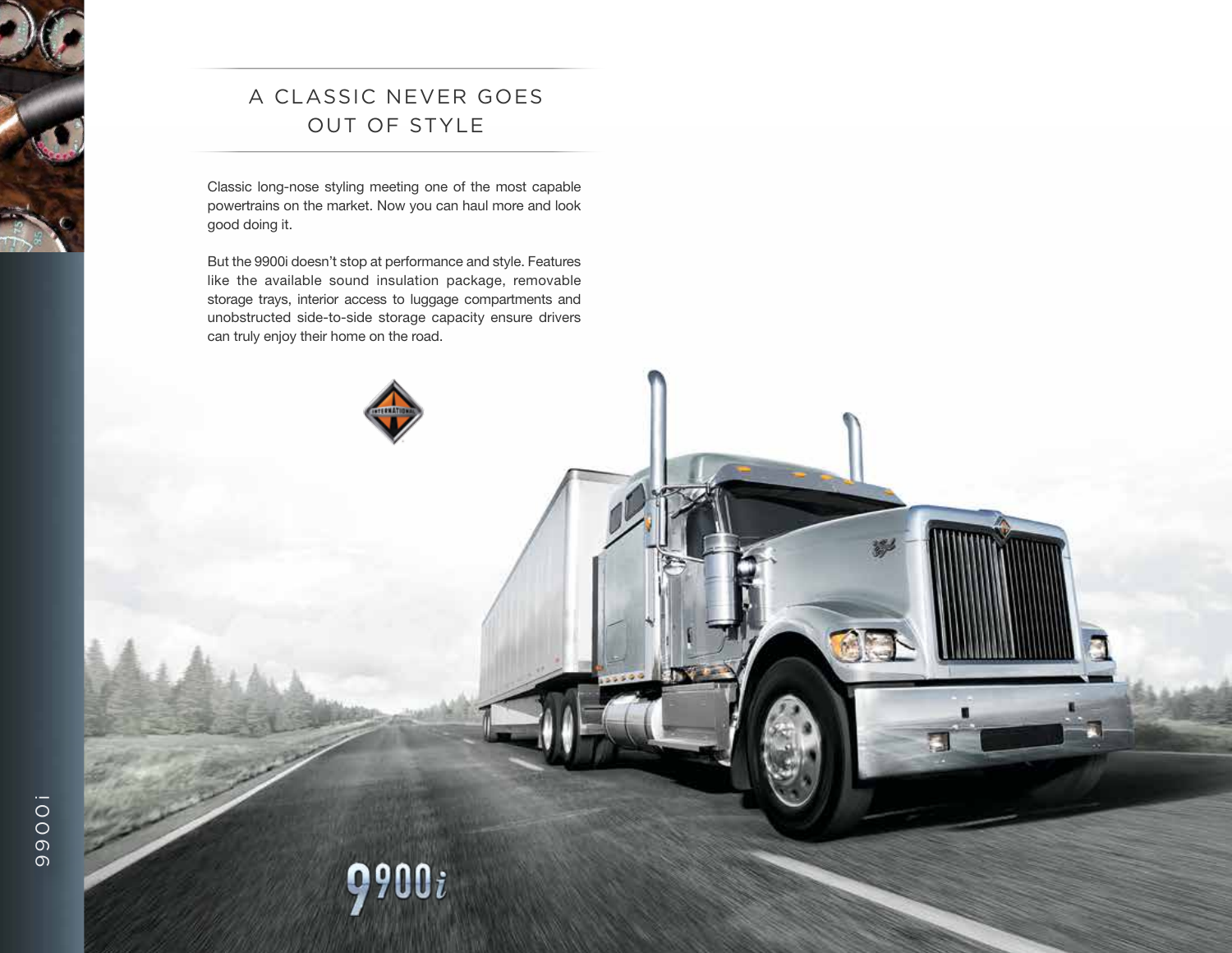# A CLASSIC NEVER GOES OUT OF STYLE

Classic long-nose styling meeting one of the most capable powertrains on the market. Now you can haul more and look good doing it.

But the 9900i doesn't stop at performance and style. Features like the available sound insulation package, removable storage trays, interior access to luggage compartments and unobstructed side-to-side storage capacity ensure drivers can truly enjoy their home on the road.

9900i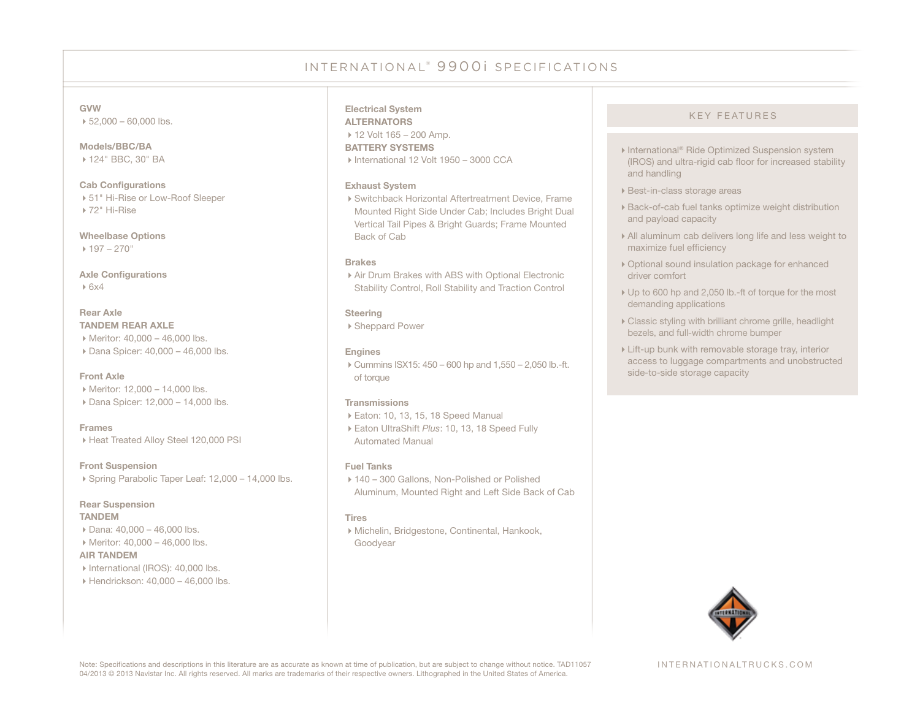# INTERNATIONAL® 9900i SPECIFICATIONS

**GVW**
- 52,000 – 60,000 lbs.

**Models/BBC/BA**
- 124" BBC, 30" BA

**Cab Configurations**
- 51" Hi-Rise or Low-Roof Sleeper
- 72" Hi-Rise

**Wheelbase Options**
- 197 – 270"

**Axle Configurations**
- 6x4

**Rear Axle**
**TANDEM REAR AXLE**
- Meritor: 40,000 – 46,000 lbs.
- Dana Spicer: 40,000 – 46,000 lbs.

**Front Axle**
- Meritor: 12,000 – 14,000 lbs.
- Dana Spicer: 12,000 – 14,000 lbs.

**Frames**
- Heat Treated Alloy Steel 120,000 PSI

**Front Suspension**
- Spring Parabolic Taper Leaf: 12,000 – 14,000 lbs.

**Rear Suspension**
**TANDEM**
- Dana: 40,000 – 46,000 lbs.
- Meritor: 40,000 – 46,000 lbs.

**AIR TANDEM**
- International (IROS): 40,000 lbs.
- Hendrickson: 40,000 – 46,000 lbs.

**Electrical System**
**ALTERNATORS**
- 12 Volt 165 – 200 Amp.

**BATTERY SYSTEMS**
- International 12 Volt 1950 – 3000 CCA

**Exhaust System**
- Switchback Horizontal Aftertreatment Device, Frame Mounted Right Side Under Cab; Includes Bright Dual Vertical Tail Pipes & Bright Guards; Frame Mounted Back of Cab

**Brakes**
- Air Drum Brakes with ABS with Optional Electronic Stability Control, Roll Stability and Traction Control

**Steering**
- Sheppard Power

**Engines**
- Cummins ISX15: 450 – 600 hp and 1,550 – 2,050 lb.-ft. of torque

**Transmissions**
- Eaton: 10, 13, 15, 18 Speed Manual
- Eaton UltraShift *Plus*: 10, 13, 18 Speed Fully Automated Manual

**Fuel Tanks**
- 140 – 300 Gallons, Non-Polished or Polished Aluminum, Mounted Right and Left Side Back of Cab

**Tires**
- Michelin, Bridgestone, Continental, Hankook, Goodyear

## KEY FEATURES

- International® Ride Optimized Suspension system (IROS) and ultra-rigid cab floor for increased stability and handling
- Best-in-class storage areas
- Back-of-cab fuel tanks optimize weight distribution and payload capacity
- All aluminum cab delivers long life and less weight to maximize fuel efficiency
- Optional sound insulation package for enhanced driver comfort
- Up to 600 hp and 2,050 lb.-ft of torque for the most demanding applications
- Classic styling with brilliant chrome grille, headlight bezels, and full-width chrome bumper
- Lift-up bunk with removable storage tray, interior access to luggage compartments and unobstructed side-to-side storage capacity

Note: Specifications and descriptions in this literature are as accurate as known at time of publication, but are subject to change without notice. TAD11057 04/2013 © 2013 Navistar Inc. All rights reserved. All marks are trademarks of their respective owners. Lithographed in the United States of America.

INTERNATIONALTRUCKS.COM